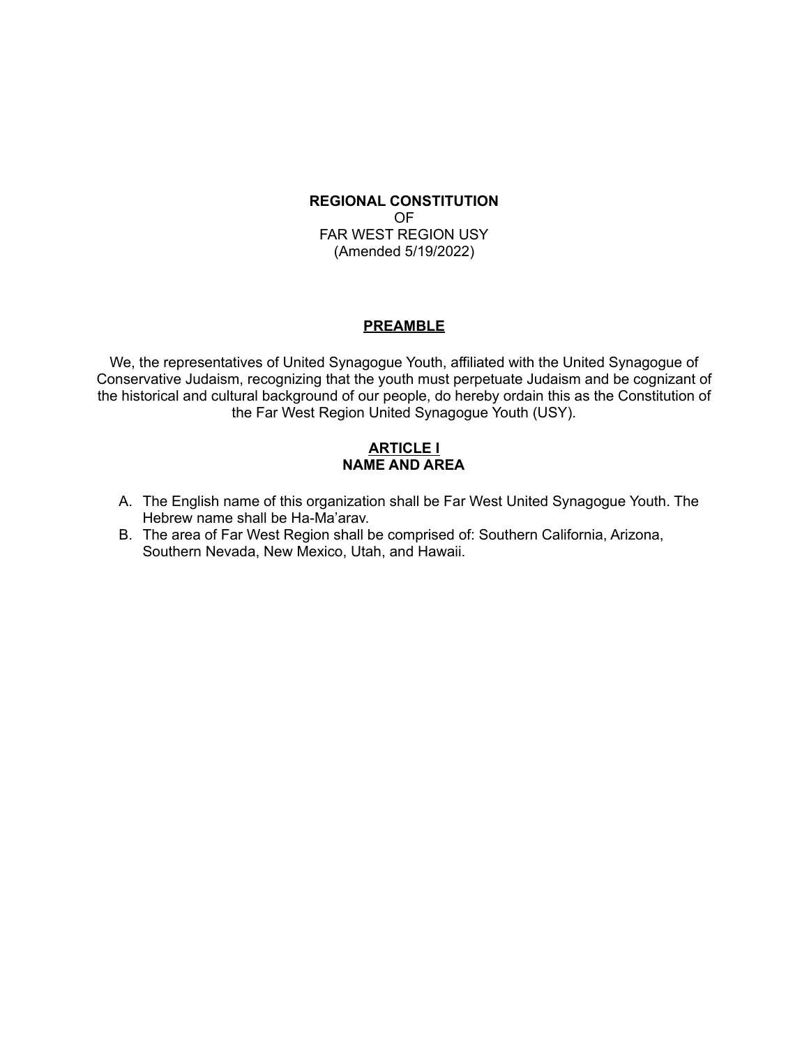# REGIONAL CONSTITUTION

OF

FAR WEST REGION USY

(Amended 5/19/2022)

## PREAMBLE

We, the representatives of United Synagogue Youth, affiliated with the United Synagogue of Conservative Judaism, recognizing that the youth must perpetuate Judaism and be cognizant of the historical and cultural background of our people, do hereby ordain this as the Constitution of the Far West Region United Synagogue Youth (USY).

## ARTICLE I
## NAME AND AREA

A. The English name of this organization shall be Far West United Synagogue Youth. The Hebrew name shall be Ha-Ma'arav.
B. The area of Far West Region shall be comprised of: Southern California, Arizona, Southern Nevada, New Mexico, Utah, and Hawaii.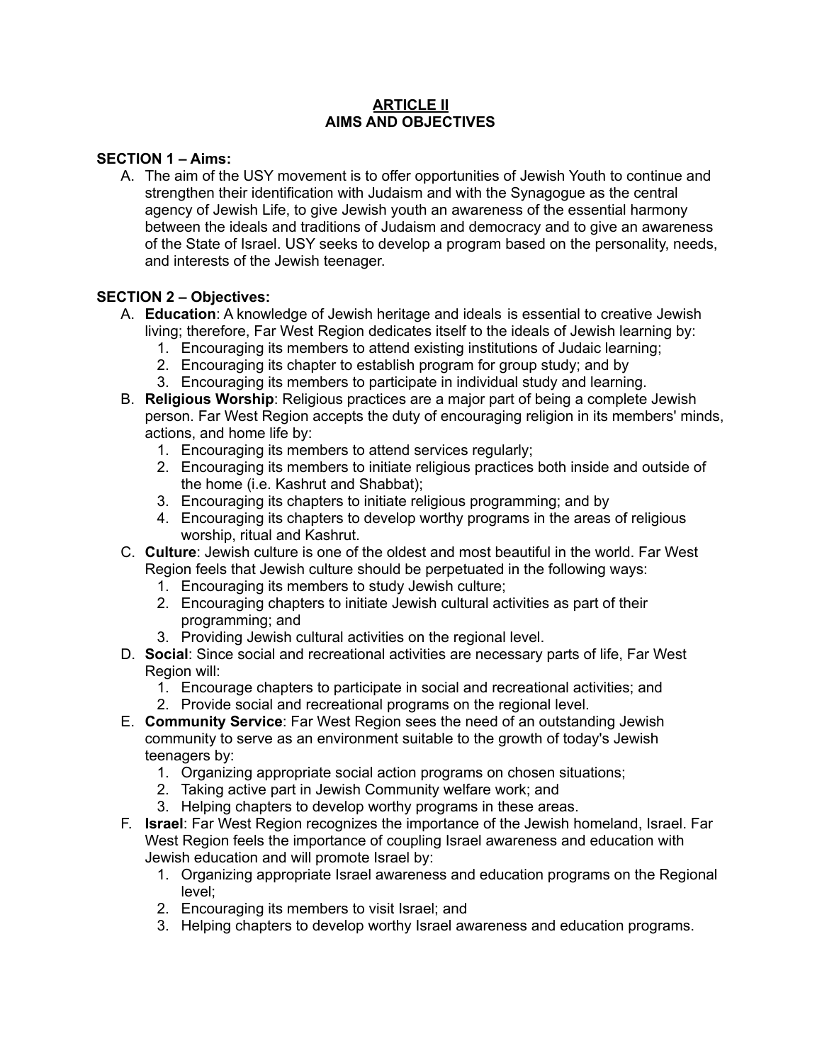# ARTICLE II
# AIMS AND OBJECTIVES

**SECTION 1 – Aims:**

A. The aim of the USY movement is to offer opportunities of Jewish Youth to continue and strengthen their identification with Judaism and with the Synagogue as the central agency of Jewish Life, to give Jewish youth an awareness of the essential harmony between the ideals and traditions of Judaism and democracy and to give an awareness of the State of Israel. USY seeks to develop a program based on the personality, needs, and interests of the Jewish teenager.

**SECTION 2 – Objectives:**

A. **Education**: A knowledge of Jewish heritage and ideals is essential to creative Jewish living; therefore, Far West Region dedicates itself to the ideals of Jewish learning by:
   1. Encouraging its members to attend existing institutions of Judaic learning;
   2. Encouraging its chapter to establish program for group study; and by
   3. Encouraging its members to participate in individual study and learning.

B. **Religious Worship**: Religious practices are a major part of being a complete Jewish person. Far West Region accepts the duty of encouraging religion in its members' minds, actions, and home life by:
   1. Encouraging its members to attend services regularly;
   2. Encouraging its members to initiate religious practices both inside and outside of the home (i.e. Kashrut and Shabbat);
   3. Encouraging its chapters to initiate religious programming; and by
   4. Encouraging its chapters to develop worthy programs in the areas of religious worship, ritual and Kashrut.

C. **Culture**: Jewish culture is one of the oldest and most beautiful in the world. Far West Region feels that Jewish culture should be perpetuated in the following ways:
   1. Encouraging its members to study Jewish culture;
   2. Encouraging chapters to initiate Jewish cultural activities as part of their programming; and
   3. Providing Jewish cultural activities on the regional level.

D. **Social**: Since social and recreational activities are necessary parts of life, Far West Region will:
   1. Encourage chapters to participate in social and recreational activities; and
   2. Provide social and recreational programs on the regional level.

E. **Community Service**: Far West Region sees the need of an outstanding Jewish community to serve as an environment suitable to the growth of today's Jewish teenagers by:
   1. Organizing appropriate social action programs on chosen situations;
   2. Taking active part in Jewish Community welfare work; and
   3. Helping chapters to develop worthy programs in these areas.

F. **Israel**: Far West Region recognizes the importance of the Jewish homeland, Israel. Far West Region feels the importance of coupling Israel awareness and education with Jewish education and will promote Israel by:
   1. Organizing appropriate Israel awareness and education programs on the Regional level;
   2. Encouraging its members to visit Israel; and
   3. Helping chapters to develop worthy Israel awareness and education programs.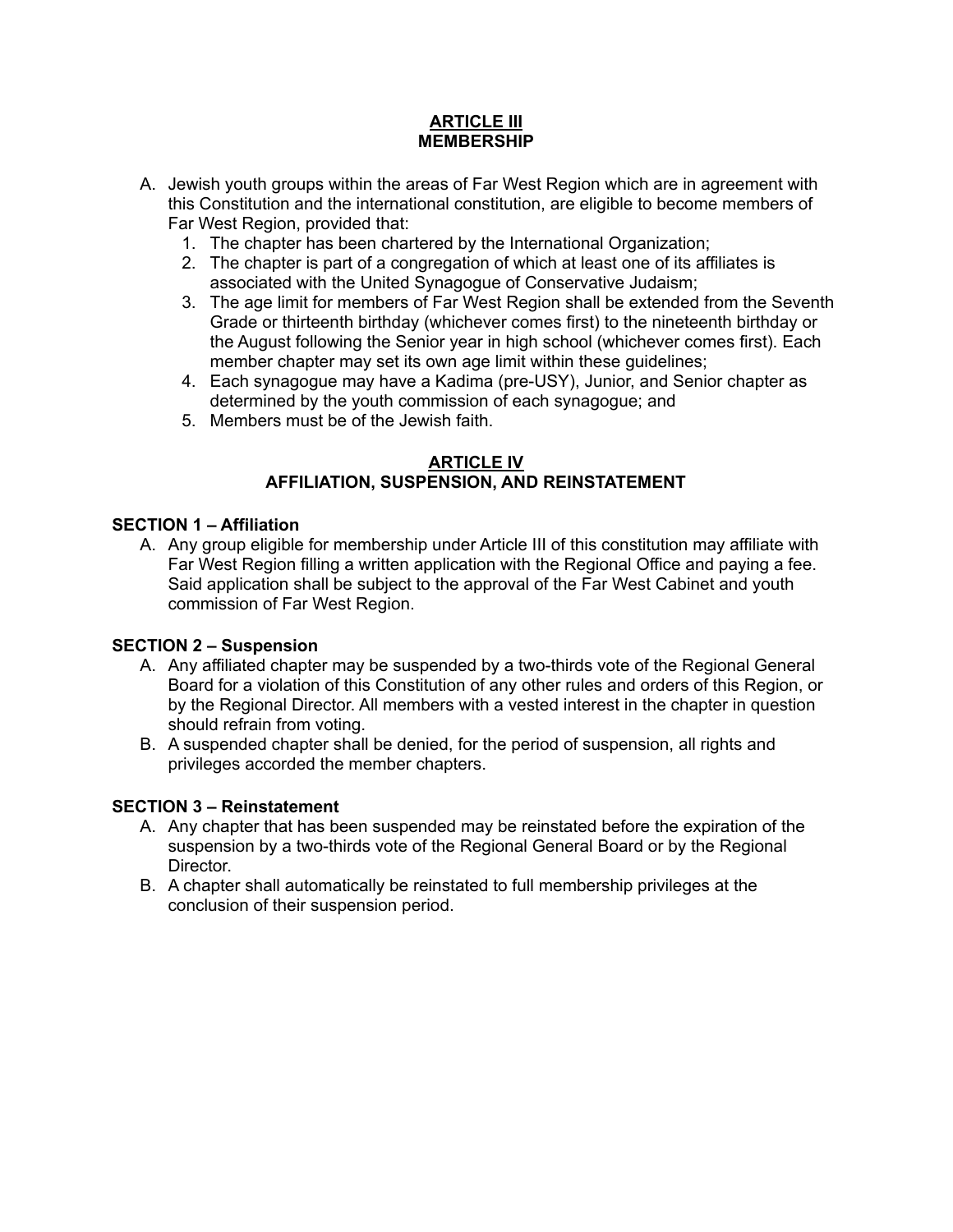## ARTICLE III
## MEMBERSHIP

A. Jewish youth groups within the areas of Far West Region which are in agreement with this Constitution and the international constitution, are eligible to become members of Far West Region, provided that:
   1. The chapter has been chartered by the International Organization;
   2. The chapter is part of a congregation of which at least one of its affiliates is associated with the United Synagogue of Conservative Judaism;
   3. The age limit for members of Far West Region shall be extended from the Seventh Grade or thirteenth birthday (whichever comes first) to the nineteenth birthday or the August following the Senior year in high school (whichever comes first). Each member chapter may set its own age limit within these guidelines;
   4. Each synagogue may have a Kadima (pre-USY), Junior, and Senior chapter as determined by the youth commission of each synagogue; and
   5. Members must be of the Jewish faith.

## ARTICLE IV
## AFFILIATION, SUSPENSION, AND REINSTATEMENT

### SECTION 1 – Affiliation

A. Any group eligible for membership under Article III of this constitution may affiliate with Far West Region filling a written application with the Regional Office and paying a fee. Said application shall be subject to the approval of the Far West Cabinet and youth commission of Far West Region.

### SECTION 2 – Suspension

A. Any affiliated chapter may be suspended by a two-thirds vote of the Regional General Board for a violation of this Constitution of any other rules and orders of this Region, or by the Regional Director. All members with a vested interest in the chapter in question should refrain from voting.
B. A suspended chapter shall be denied, for the period of suspension, all rights and privileges accorded the member chapters.

### SECTION 3 – Reinstatement

A. Any chapter that has been suspended may be reinstated before the expiration of the suspension by a two-thirds vote of the Regional General Board or by the Regional Director.
B. A chapter shall automatically be reinstated to full membership privileges at the conclusion of their suspension period.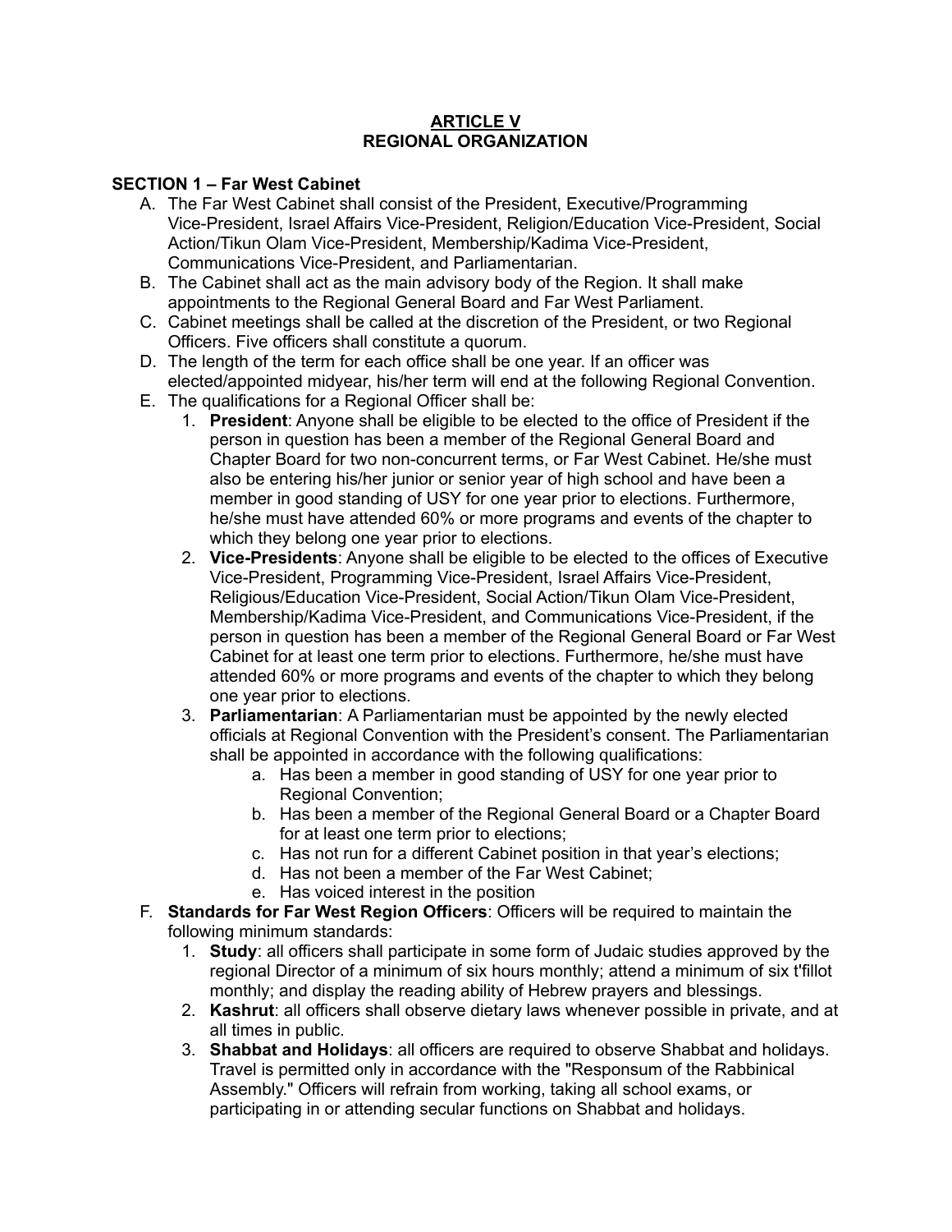# ARTICLE V
# REGIONAL ORGANIZATION

**SECTION 1 – Far West Cabinet**

A. The Far West Cabinet shall consist of the President, Executive/Programming Vice-President, Israel Affairs Vice-President, Religion/Education Vice-President, Social Action/Tikun Olam Vice-President, Membership/Kadima Vice-President, Communications Vice-President, and Parliamentarian.

B. The Cabinet shall act as the main advisory body of the Region. It shall make appointments to the Regional General Board and Far West Parliament.

C. Cabinet meetings shall be called at the discretion of the President, or two Regional Officers. Five officers shall constitute a quorum.

D. The length of the term for each office shall be one year. If an officer was elected/appointed midyear, his/her term will end at the following Regional Convention.

E. The qualifications for a Regional Officer shall be:

   1. **President**: Anyone shall be eligible to be elected to the office of President if the person in question has been a member of the Regional General Board and Chapter Board for two non-concurrent terms, or Far West Cabinet. He/she must also be entering his/her junior or senior year of high school and have been a member in good standing of USY for one year prior to elections. Furthermore, he/she must have attended 60% or more programs and events of the chapter to which they belong one year prior to elections.
   2. **Vice-Presidents**: Anyone shall be eligible to be elected to the offices of Executive Vice-President, Programming Vice-President, Israel Affairs Vice-President, Religious/Education Vice-President, Social Action/Tikun Olam Vice-President, Membership/Kadima Vice-President, and Communications Vice-President, if the person in question has been a member of the Regional General Board or Far West Cabinet for at least one term prior to elections. Furthermore, he/she must have attended 60% or more programs and events of the chapter to which they belong one year prior to elections.
   3. **Parliamentarian**: A Parliamentarian must be appointed by the newly elected officials at Regional Convention with the President's consent. The Parliamentarian shall be appointed in accordance with the following qualifications:
      a. Has been a member in good standing of USY for one year prior to Regional Convention;
      b. Has been a member of the Regional General Board or a Chapter Board for at least one term prior to elections;
      c. Has not run for a different Cabinet position in that year's elections;
      d. Has not been a member of the Far West Cabinet;
      e. Has voiced interest in the position

F. **Standards for Far West Region Officers**: Officers will be required to maintain the following minimum standards:

   1. **Study**: all officers shall participate in some form of Judaic studies approved by the regional Director of a minimum of six hours monthly; attend a minimum of six t'fillot monthly; and display the reading ability of Hebrew prayers and blessings.
   2. **Kashrut**: all officers shall observe dietary laws whenever possible in private, and at all times in public.
   3. **Shabbat and Holidays**: all officers are required to observe Shabbat and holidays. Travel is permitted only in accordance with the "Responsum of the Rabbinical Assembly." Officers will refrain from working, taking all school exams, or participating in or attending secular functions on Shabbat and holidays.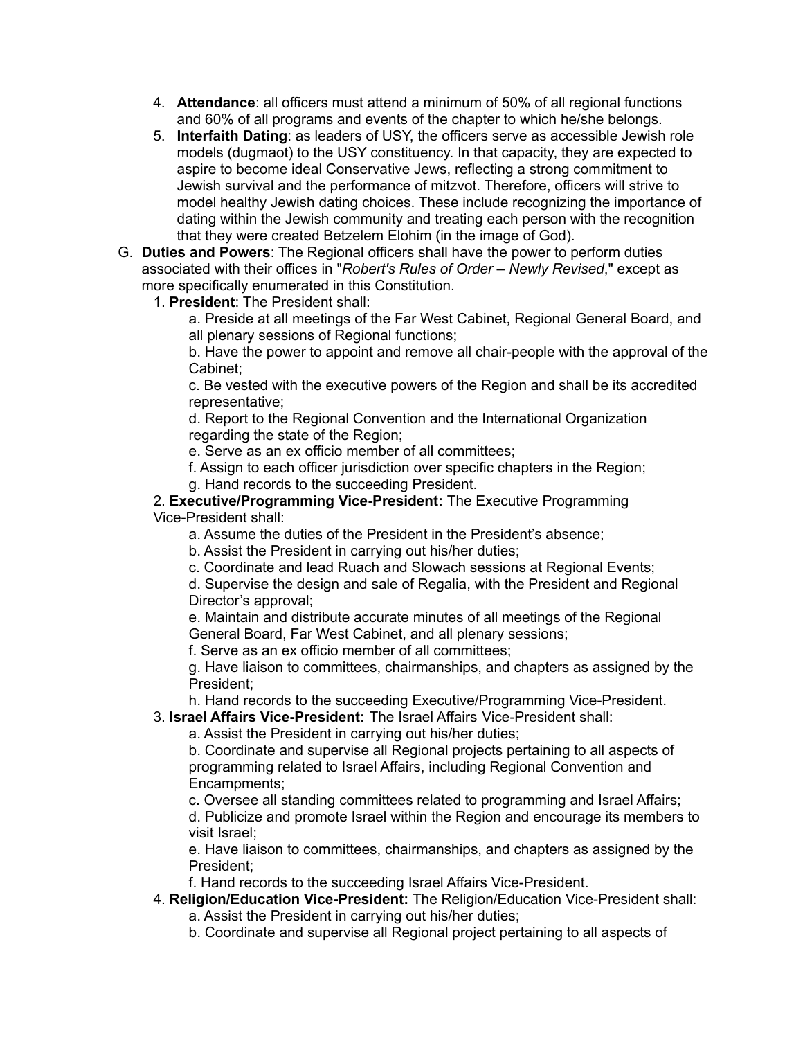4. **Attendance**: all officers must attend a minimum of 50% of all regional functions and 60% of all programs and events of the chapter to which he/she belongs.
5. **Interfaith Dating**: as leaders of USY, the officers serve as accessible Jewish role models (dugmaot) to the USY constituency. In that capacity, they are expected to aspire to become ideal Conservative Jews, reflecting a strong commitment to Jewish survival and the performance of mitzvot. Therefore, officers will strive to model healthy Jewish dating choices. These include recognizing the importance of dating within the Jewish community and treating each person with the recognition that they were created Betzelem Elohim (in the image of God).

G. **Duties and Powers**: The Regional officers shall have the power to perform duties associated with their offices in "*Robert's Rules of Order – Newly Revised*," except as more specifically enumerated in this Constitution.

1. **President**: The President shall:
    - a. Preside at all meetings of the Far West Cabinet, Regional General Board, and all plenary sessions of Regional functions;
    - b. Have the power to appoint and remove all chair-people with the approval of the Cabinet;
    - c. Be vested with the executive powers of the Region and shall be its accredited representative;
    - d. Report to the Regional Convention and the International Organization regarding the state of the Region;
    - e. Serve as an ex officio member of all committees;
    - f. Assign to each officer jurisdiction over specific chapters in the Region;
    - g. Hand records to the succeeding President.
2. **Executive/Programming Vice-President:** The Executive Programming Vice-President shall:
    - a. Assume the duties of the President in the President's absence;
    - b. Assist the President in carrying out his/her duties;
    - c. Coordinate and lead Ruach and Slowach sessions at Regional Events;
    - d. Supervise the design and sale of Regalia, with the President and Regional Director's approval;
    - e. Maintain and distribute accurate minutes of all meetings of the Regional General Board, Far West Cabinet, and all plenary sessions;
    - f. Serve as an ex officio member of all committees;
    - g. Have liaison to committees, chairmanships, and chapters as assigned by the President;
    - h. Hand records to the succeeding Executive/Programming Vice-President.
3. **Israel Affairs Vice-President:** The Israel Affairs Vice-President shall:
    - a. Assist the President in carrying out his/her duties;
    - b. Coordinate and supervise all Regional projects pertaining to all aspects of programming related to Israel Affairs, including Regional Convention and Encampments;
    - c. Oversee all standing committees related to programming and Israel Affairs;
    - d. Publicize and promote Israel within the Region and encourage its members to visit Israel;
    - e. Have liaison to committees, chairmanships, and chapters as assigned by the President;
    - f. Hand records to the succeeding Israel Affairs Vice-President.
4. **Religion/Education Vice-President:** The Religion/Education Vice-President shall:
    - a. Assist the President in carrying out his/her duties;
    - b. Coordinate and supervise all Regional project pertaining to all aspects of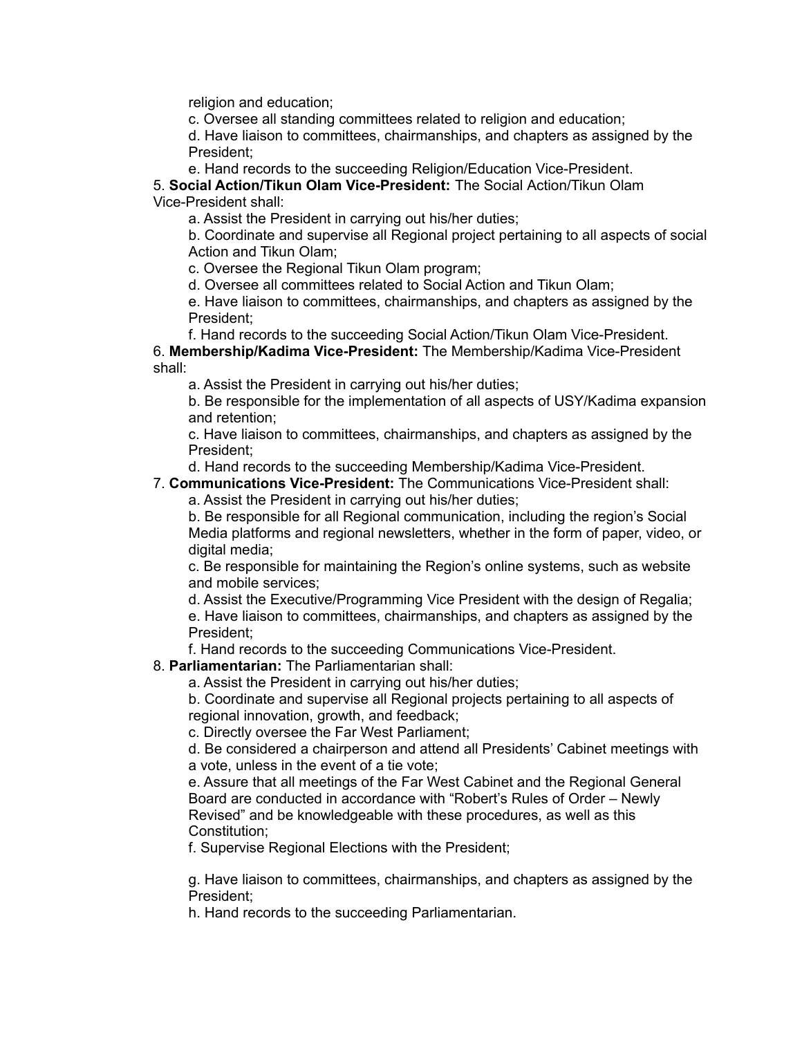religion and education;

c. Oversee all standing committees related to religion and education;

d. Have liaison to committees, chairmanships, and chapters as assigned by the President;

e. Hand records to the succeeding Religion/Education Vice-President.

5. **Social Action/Tikun Olam Vice-President:** The Social Action/Tikun Olam Vice-President shall:

a. Assist the President in carrying out his/her duties;

b. Coordinate and supervise all Regional project pertaining to all aspects of social Action and Tikun Olam;

c. Oversee the Regional Tikun Olam program;

d. Oversee all committees related to Social Action and Tikun Olam;

e. Have liaison to committees, chairmanships, and chapters as assigned by the President;

f. Hand records to the succeeding Social Action/Tikun Olam Vice-President.

6. **Membership/Kadima Vice-President:** The Membership/Kadima Vice-President shall:

a. Assist the President in carrying out his/her duties;

b. Be responsible for the implementation of all aspects of USY/Kadima expansion and retention;

c. Have liaison to committees, chairmanships, and chapters as assigned by the President;

d. Hand records to the succeeding Membership/Kadima Vice-President.

7. **Communications Vice-President:** The Communications Vice-President shall:

a. Assist the President in carrying out his/her duties;

b. Be responsible for all Regional communication, including the region's Social Media platforms and regional newsletters, whether in the form of paper, video, or digital media;

c. Be responsible for maintaining the Region's online systems, such as website and mobile services;

d. Assist the Executive/Programming Vice President with the design of Regalia;

e. Have liaison to committees, chairmanships, and chapters as assigned by the President;

f. Hand records to the succeeding Communications Vice-President.

8. **Parliamentarian:** The Parliamentarian shall:

a. Assist the President in carrying out his/her duties;

b. Coordinate and supervise all Regional projects pertaining to all aspects of regional innovation, growth, and feedback;

c. Directly oversee the Far West Parliament;

d. Be considered a chairperson and attend all Presidents' Cabinet meetings with a vote, unless in the event of a tie vote;

e. Assure that all meetings of the Far West Cabinet and the Regional General Board are conducted in accordance with "Robert's Rules of Order – Newly Revised" and be knowledgeable with these procedures, as well as this Constitution;

f. Supervise Regional Elections with the President;

g. Have liaison to committees, chairmanships, and chapters as assigned by the President;

h. Hand records to the succeeding Parliamentarian.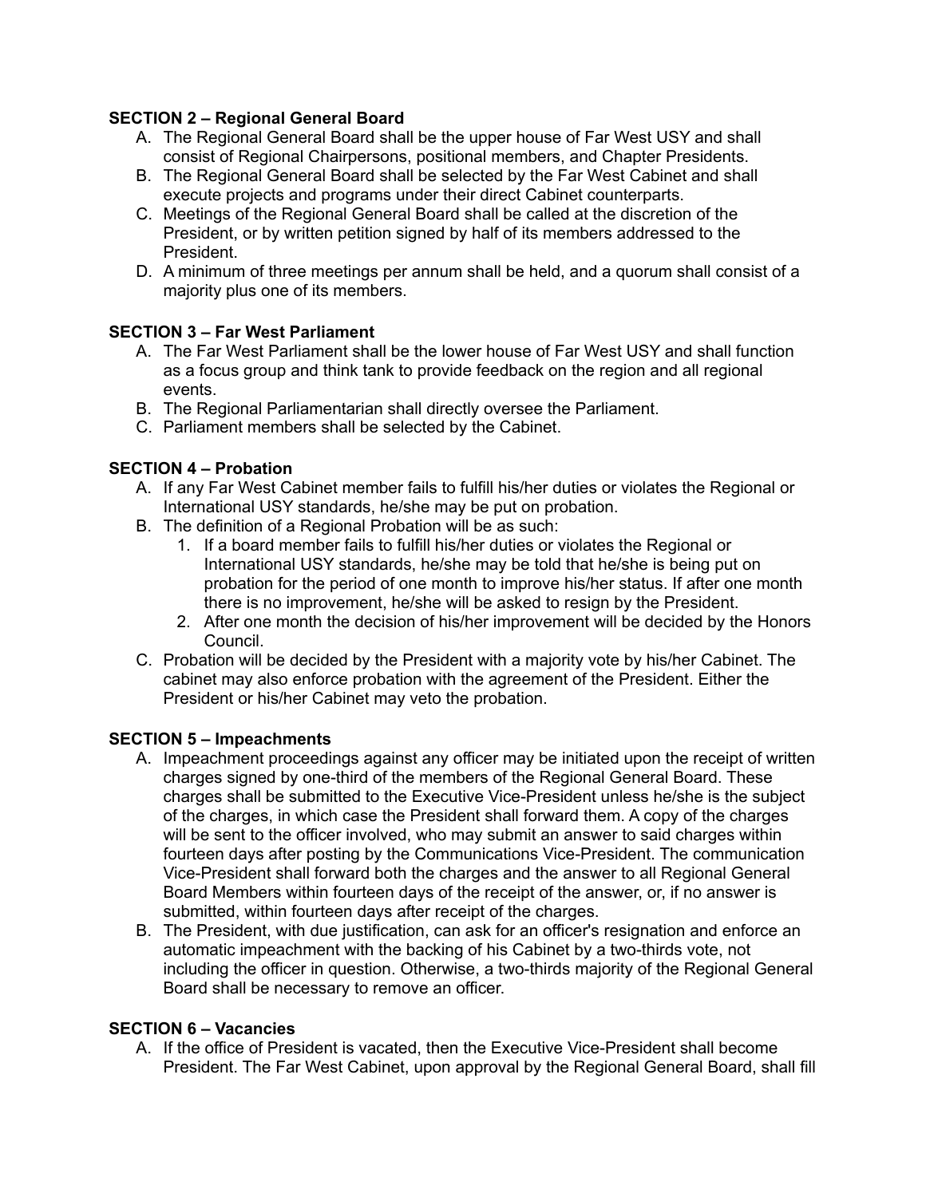**SECTION 2 – Regional General Board**

A. The Regional General Board shall be the upper house of Far West USY and shall consist of Regional Chairpersons, positional members, and Chapter Presidents.
B. The Regional General Board shall be selected by the Far West Cabinet and shall execute projects and programs under their direct Cabinet counterparts.
C. Meetings of the Regional General Board shall be called at the discretion of the President, or by written petition signed by half of its members addressed to the President.
D. A minimum of three meetings per annum shall be held, and a quorum shall consist of a majority plus one of its members.

**SECTION 3 – Far West Parliament**

A. The Far West Parliament shall be the lower house of Far West USY and shall function as a focus group and think tank to provide feedback on the region and all regional events.
B. The Regional Parliamentarian shall directly oversee the Parliament.
C. Parliament members shall be selected by the Cabinet.

**SECTION 4 – Probation**

A. If any Far West Cabinet member fails to fulfill his/her duties or violates the Regional or International USY standards, he/she may be put on probation.
B. The definition of a Regional Probation will be as such:
    1. If a board member fails to fulfill his/her duties or violates the Regional or International USY standards, he/she may be told that he/she is being put on probation for the period of one month to improve his/her status. If after one month there is no improvement, he/she will be asked to resign by the President.
    2. After one month the decision of his/her improvement will be decided by the Honors Council.
C. Probation will be decided by the President with a majority vote by his/her Cabinet. The cabinet may also enforce probation with the agreement of the President. Either the President or his/her Cabinet may veto the probation.

**SECTION 5 – Impeachments**

A. Impeachment proceedings against any officer may be initiated upon the receipt of written charges signed by one-third of the members of the Regional General Board. These charges shall be submitted to the Executive Vice-President unless he/she is the subject of the charges, in which case the President shall forward them. A copy of the charges will be sent to the officer involved, who may submit an answer to said charges within fourteen days after posting by the Communications Vice-President. The communication Vice-President shall forward both the charges and the answer to all Regional General Board Members within fourteen days of the receipt of the answer, or, if no answer is submitted, within fourteen days after receipt of the charges.
B. The President, with due justification, can ask for an officer's resignation and enforce an automatic impeachment with the backing of his Cabinet by a two-thirds vote, not including the officer in question. Otherwise, a two-thirds majority of the Regional General Board shall be necessary to remove an officer.

**SECTION 6 – Vacancies**

A. If the office of President is vacated, then the Executive Vice-President shall become President. The Far West Cabinet, upon approval by the Regional General Board, shall fill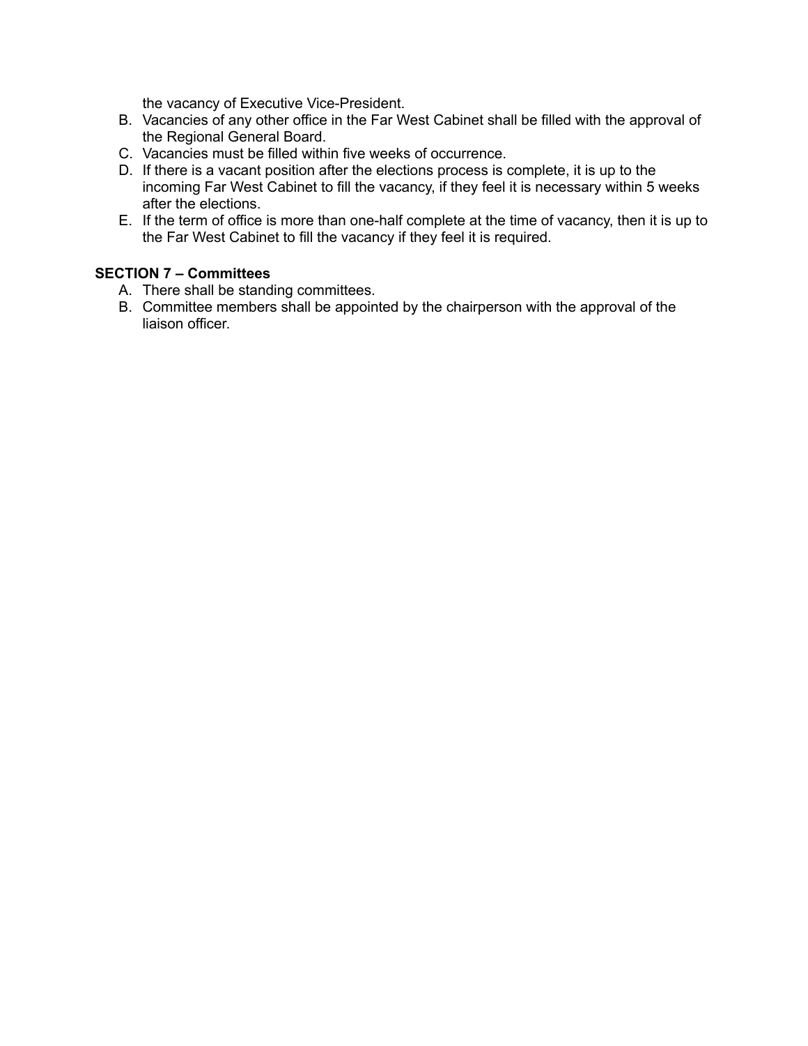the vacancy of Executive Vice-President.

B. Vacancies of any other office in the Far West Cabinet shall be filled with the approval of the Regional General Board.
C. Vacancies must be filled within five weeks of occurrence.
D. If there is a vacant position after the elections process is complete, it is up to the incoming Far West Cabinet to fill the vacancy, if they feel it is necessary within 5 weeks after the elections.
E. If the term of office is more than one-half complete at the time of vacancy, then it is up to the Far West Cabinet to fill the vacancy if they feel it is required.

**SECTION 7 – Committees**

A. There shall be standing committees.
B. Committee members shall be appointed by the chairperson with the approval of the liaison officer.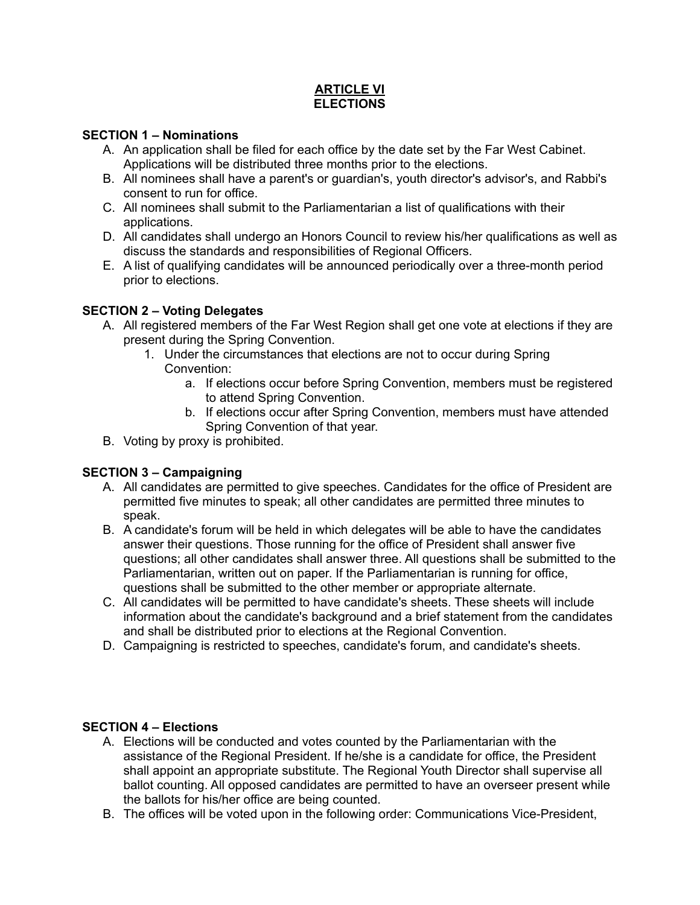## ARTICLE VI
## ELECTIONS

**SECTION 1 – Nominations**

A. An application shall be filed for each office by the date set by the Far West Cabinet. Applications will be distributed three months prior to the elections.
B. All nominees shall have a parent's or guardian's, youth director's advisor's, and Rabbi's consent to run for office.
C. All nominees shall submit to the Parliamentarian a list of qualifications with their applications.
D. All candidates shall undergo an Honors Council to review his/her qualifications as well as discuss the standards and responsibilities of Regional Officers.
E. A list of qualifying candidates will be announced periodically over a three-month period prior to elections.

**SECTION 2 – Voting Delegates**

A. All registered members of the Far West Region shall get one vote at elections if they are present during the Spring Convention.
   1. Under the circumstances that elections are not to occur during Spring Convention:
      a. If elections occur before Spring Convention, members must be registered to attend Spring Convention.
      b. If elections occur after Spring Convention, members must have attended Spring Convention of that year.
B. Voting by proxy is prohibited.

**SECTION 3 – Campaigning**

A. All candidates are permitted to give speeches. Candidates for the office of President are permitted five minutes to speak; all other candidates are permitted three minutes to speak.
B. A candidate's forum will be held in which delegates will be able to have the candidates answer their questions. Those running for the office of President shall answer five questions; all other candidates shall answer three. All questions shall be submitted to the Parliamentarian, written out on paper. If the Parliamentarian is running for office, questions shall be submitted to the other member or appropriate alternate.
C. All candidates will be permitted to have candidate's sheets. These sheets will include information about the candidate's background and a brief statement from the candidates and shall be distributed prior to elections at the Regional Convention.
D. Campaigning is restricted to speeches, candidate's forum, and candidate's sheets.

**SECTION 4 – Elections**

A. Elections will be conducted and votes counted by the Parliamentarian with the assistance of the Regional President. If he/she is a candidate for office, the President shall appoint an appropriate substitute. The Regional Youth Director shall supervise all ballot counting. All opposed candidates are permitted to have an overseer present while the ballots for his/her office are being counted.
B. The offices will be voted upon in the following order: Communications Vice-President,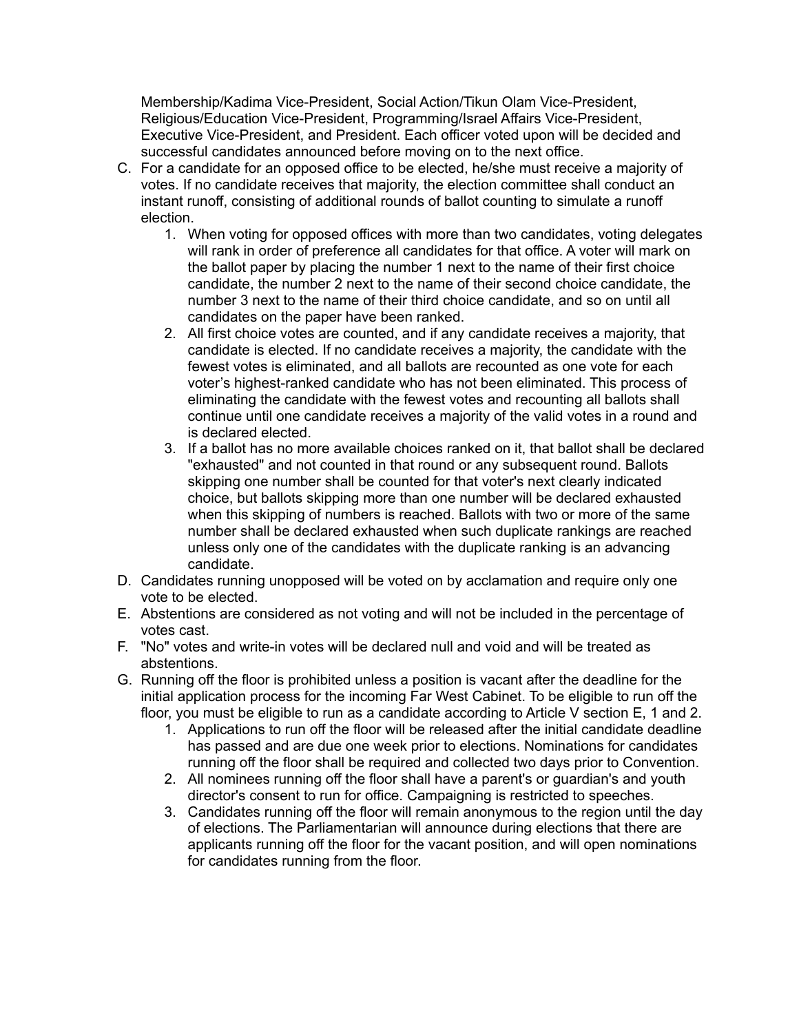Membership/Kadima Vice-President, Social Action/Tikun Olam Vice-President, Religious/Education Vice-President, Programming/Israel Affairs Vice-President, Executive Vice-President, and President. Each officer voted upon will be decided and successful candidates announced before moving on to the next office.

C. For a candidate for an opposed office to be elected, he/she must receive a majority of votes. If no candidate receives that majority, the election committee shall conduct an instant runoff, consisting of additional rounds of ballot counting to simulate a runoff election.
    1. When voting for opposed offices with more than two candidates, voting delegates will rank in order of preference all candidates for that office. A voter will mark on the ballot paper by placing the number 1 next to the name of their first choice candidate, the number 2 next to the name of their second choice candidate, the number 3 next to the name of their third choice candidate, and so on until all candidates on the paper have been ranked.
    2. All first choice votes are counted, and if any candidate receives a majority, that candidate is elected. If no candidate receives a majority, the candidate with the fewest votes is eliminated, and all ballots are recounted as one vote for each voter's highest-ranked candidate who has not been eliminated. This process of eliminating the candidate with the fewest votes and recounting all ballots shall continue until one candidate receives a majority of the valid votes in a round and is declared elected.
    3. If a ballot has no more available choices ranked on it, that ballot shall be declared "exhausted" and not counted in that round or any subsequent round. Ballots skipping one number shall be counted for that voter's next clearly indicated choice, but ballots skipping more than one number will be declared exhausted when this skipping of numbers is reached. Ballots with two or more of the same number shall be declared exhausted when such duplicate rankings are reached unless only one of the candidates with the duplicate ranking is an advancing candidate.

D. Candidates running unopposed will be voted on by acclamation and require only one vote to be elected.

E. Abstentions are considered as not voting and will not be included in the percentage of votes cast.

F. "No" votes and write-in votes will be declared null and void and will be treated as abstentions.

G. Running off the floor is prohibited unless a position is vacant after the deadline for the initial application process for the incoming Far West Cabinet. To be eligible to run off the floor, you must be eligible to run as a candidate according to Article V section E, 1 and 2.
    1. Applications to run off the floor will be released after the initial candidate deadline has passed and are due one week prior to elections. Nominations for candidates running off the floor shall be required and collected two days prior to Convention.
    2. All nominees running off the floor shall have a parent's or guardian's and youth director's consent to run for office. Campaigning is restricted to speeches.
    3. Candidates running off the floor will remain anonymous to the region until the day of elections. The Parliamentarian will announce during elections that there are applicants running off the floor for the vacant position, and will open nominations for candidates running from the floor.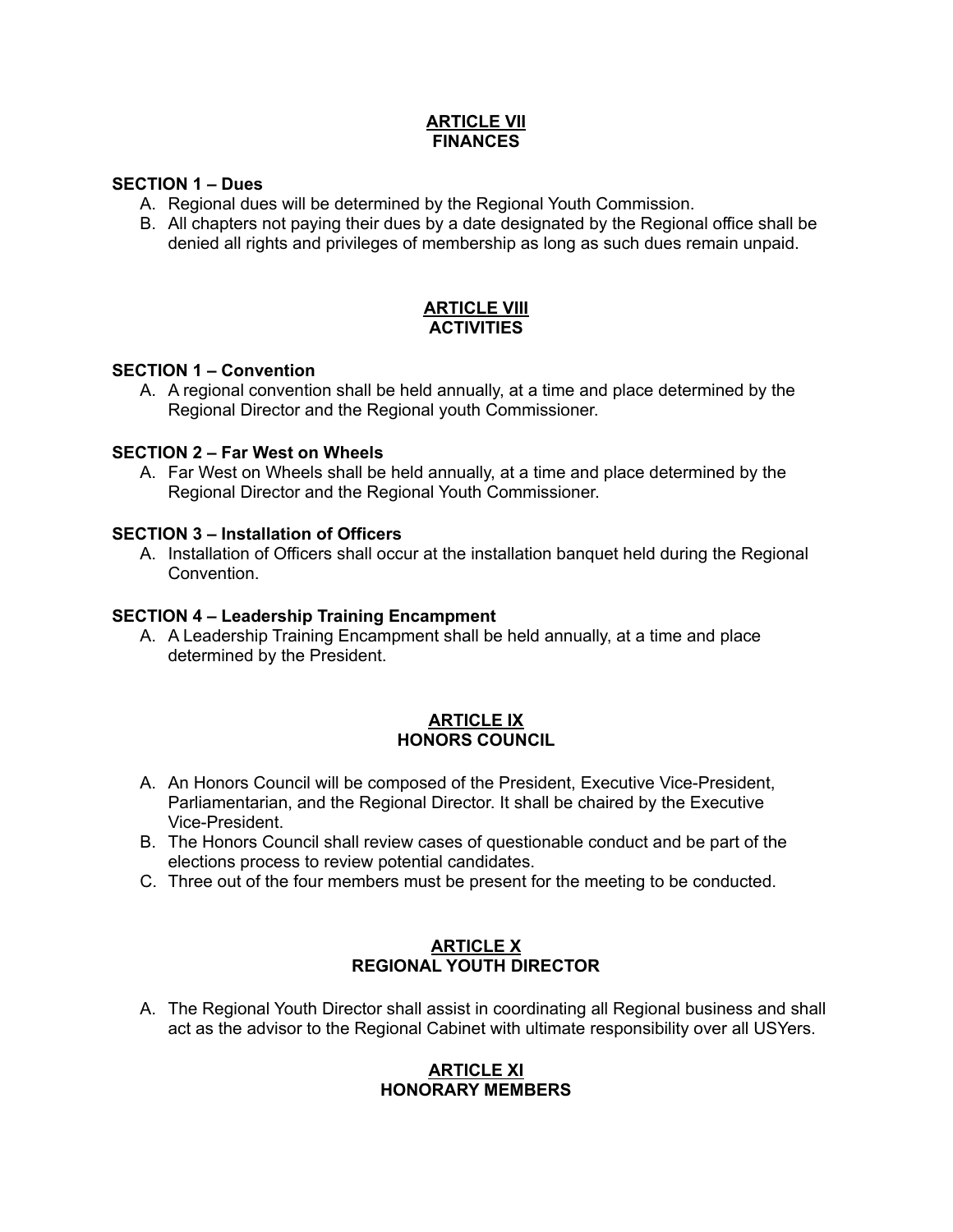## ARTICLE VII
## FINANCES

### SECTION 1 – Dues

A. Regional dues will be determined by the Regional Youth Commission.
B. All chapters not paying their dues by a date designated by the Regional office shall be denied all rights and privileges of membership as long as such dues remain unpaid.

## ARTICLE VIII
## ACTIVITIES

### SECTION 1 – Convention

A. A regional convention shall be held annually, at a time and place determined by the Regional Director and the Regional youth Commissioner.

### SECTION 2 – Far West on Wheels

A. Far West on Wheels shall be held annually, at a time and place determined by the Regional Director and the Regional Youth Commissioner.

### SECTION 3 – Installation of Officers

A. Installation of Officers shall occur at the installation banquet held during the Regional Convention.

### SECTION 4 – Leadership Training Encampment

A. A Leadership Training Encampment shall be held annually, at a time and place determined by the President.

## ARTICLE IX
## HONORS COUNCIL

A. An Honors Council will be composed of the President, Executive Vice-President, Parliamentarian, and the Regional Director. It shall be chaired by the Executive Vice-President.
B. The Honors Council shall review cases of questionable conduct and be part of the elections process to review potential candidates.
C. Three out of the four members must be present for the meeting to be conducted.

## ARTICLE X
## REGIONAL YOUTH DIRECTOR

A. The Regional Youth Director shall assist in coordinating all Regional business and shall act as the advisor to the Regional Cabinet with ultimate responsibility over all USYers.

## ARTICLE XI
## HONORARY MEMBERS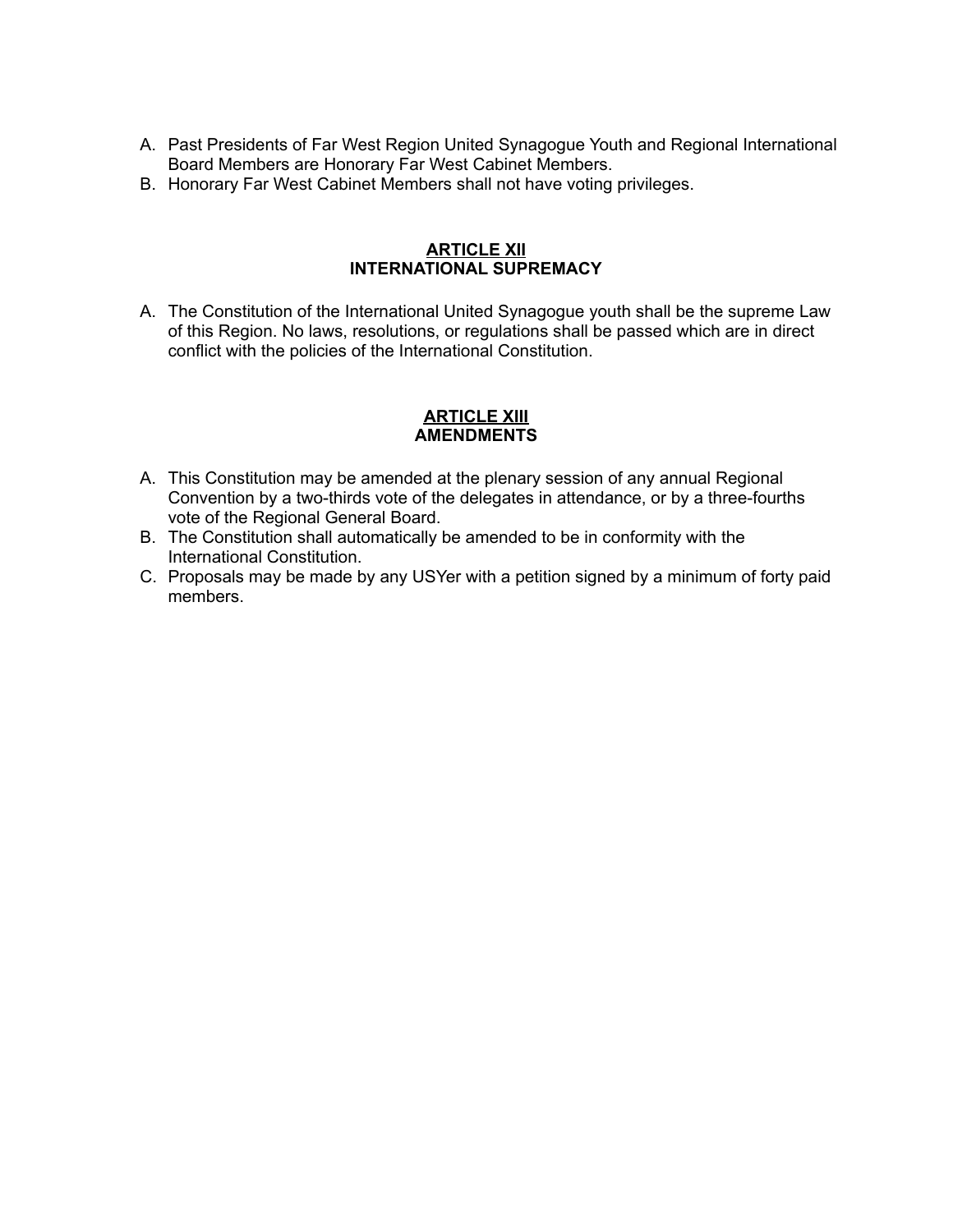A. Past Presidents of Far West Region United Synagogue Youth and Regional International Board Members are Honorary Far West Cabinet Members.
B. Honorary Far West Cabinet Members shall not have voting privileges.

## ARTICLE XII
## INTERNATIONAL SUPREMACY

A. The Constitution of the International United Synagogue youth shall be the supreme Law of this Region. No laws, resolutions, or regulations shall be passed which are in direct conflict with the policies of the International Constitution.

## ARTICLE XIII
## AMENDMENTS

A. This Constitution may be amended at the plenary session of any annual Regional Convention by a two-thirds vote of the delegates in attendance, or by a three-fourths vote of the Regional General Board.
B. The Constitution shall automatically be amended to be in conformity with the International Constitution.
C. Proposals may be made by any USYer with a petition signed by a minimum of forty paid members.